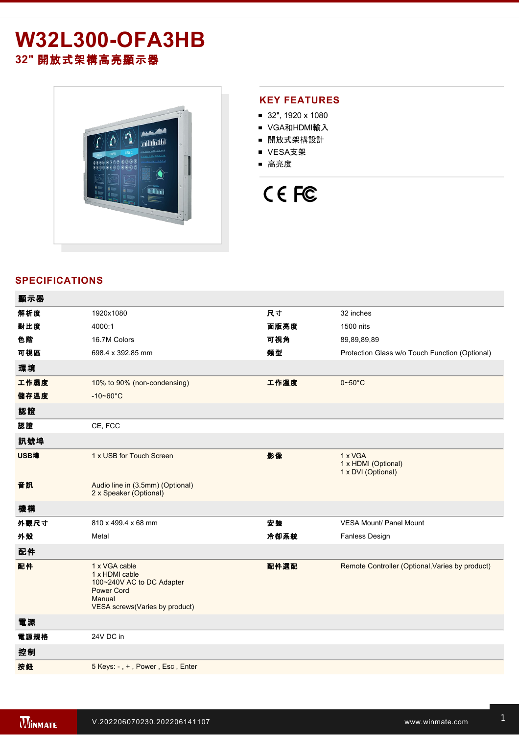# W32L300-OFA3HB

## 32" 開放式架構高亮顯示器

## KEY FEATURES

- 32", 1920 x 1080
- VGA和HDMI輸入
- 開放式架構設計
- VESA支架
- 高亮度

## SPECIFICATIONS

| 顯示器 | | | |
|---|---|---|---|
| 解析度 | 1920x1080 | 尺寸 | 32 inches |
| 對比度 | 4000:1 | 面版亮度 | 1500 nits |
| 色階 | 16.7M Colors | 可視角 | 89,89,89,89 |
| 可視區 | 698.4 x 392.85 mm | 類型 | Protection Glass w/o Touch Function (Optional) |
| **環境** | | | |
| 工作濕度 | 10% to 90% (non-condensing) | 工作溫度 | 0~50°C |
| 儲存溫度 | -10~60°C | | |
| **認證** | | | |
| 認證 | CE, FCC | | |
| **訊號埠** | | | |
| USB埠 | 1 x USB for Touch Screen | 影像 | 1 x VGA<br>1 x HDMI (Optional)<br>1 x DVI (Optional) |
| 音訊 | Audio line in (3.5mm) (Optional)<br>2 x Speaker (Optional) | | |
| **機構** | | | |
| 外觀尺寸 | 810 x 499.4 x 68 mm | 安裝 | VESA Mount/ Panel Mount |
| 外殼 | Metal | 冷卻系統 | Fanless Design |
| **配件** | | | |
| 配件 | 1 x VGA cable<br>1 x HDMI cable<br>100~240V AC to DC Adapter<br>Power Cord<br>Manual<br>VESA screws(Varies by product) | 配件選配 | Remote Controller (Optional,Varies by product) |
| **電源** | | | |
| 電源規格 | 24V DC in | | |
| **控制** | | | |
| 按鈕 | 5 Keys: - , + , Power , Esc , Enter | | |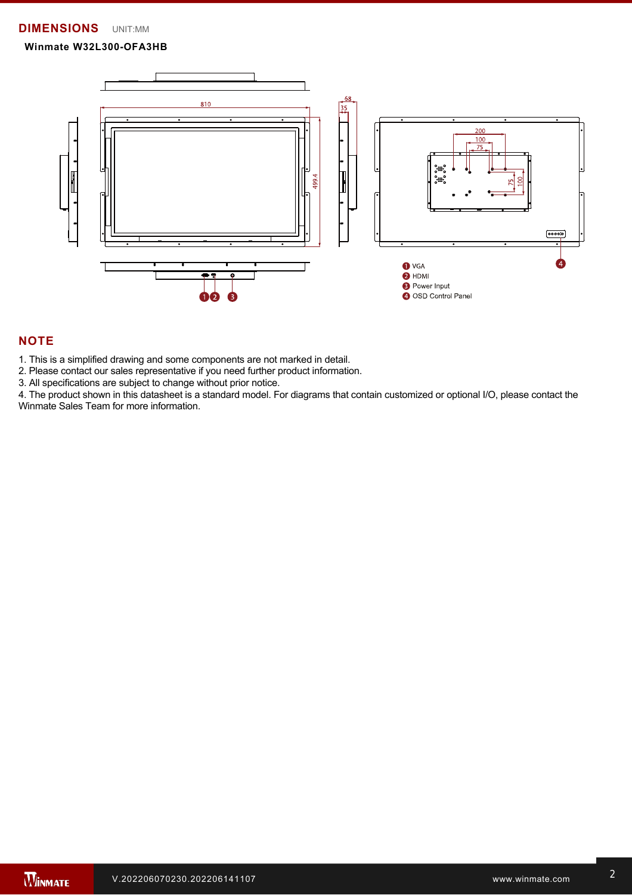## DIMENSIONS UNIT:MM

**Winmate W32L300-OFA3HB**

810

499.4

68

35

200

100

75

75

100

1 VGA
2 HDMI
3 Power Input
4 OSD Control Panel

## NOTE

1. This is a simplified drawing and some components are not marked in detail.
2. Please contact our sales representative if you need further product information.
3. All specifications are subject to change without prior notice.
4. The product shown in this datasheet is a standard model. For diagrams that contain customized or optional I/O, please contact the Winmate Sales Team for more information.